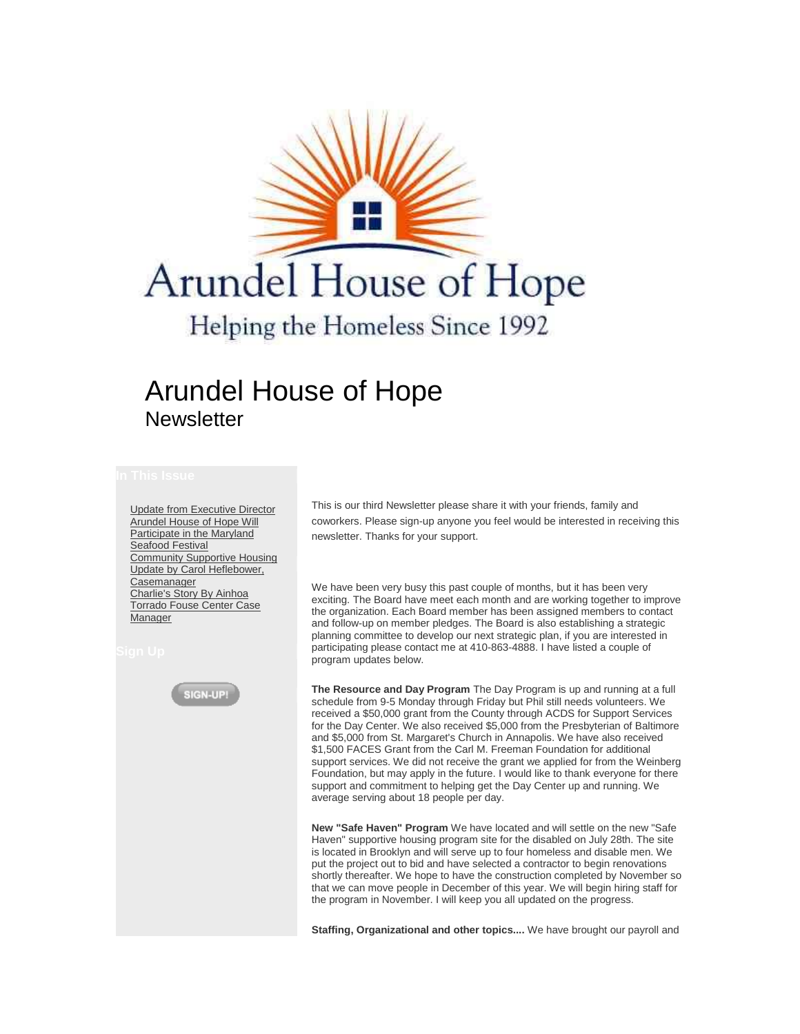Arundel House of Hope

Helping the Homeless Since 1992

# Arundel House of Hope

## Newsletter

### In This Issue

- Update from Executive Director
- Arundel House of Hope Will Participate in the Maryland Seafood Festival
- Community Supportive Housing Update by Carol Heflebower, Casemanager
- Charlie's Story By Ainhoa Torrado Fouse Center Case Manager

### Sign Up

SIGN-UP!

This is our third Newsletter please share it with your friends, family and coworkers. Please sign-up anyone you feel would be interested in receiving this newsletter. Thanks for your support.

We have been very busy this past couple of months, but it has been very exciting. The Board have meet each month and are working together to improve the organization. Each Board member has been assigned members to contact and follow-up on member pledges. The Board is also establishing a strategic planning committee to develop our next strategic plan, if you are interested in participating please contact me at 410-863-4888. I have listed a couple of program updates below.

**The Resource and Day Program** The Day Program is up and running at a full schedule from 9-5 Monday through Friday but Phil still needs volunteers. We received a $50,000 grant from the County through ACDS for Support Services for the Day Center. We also received $5,000 from the Presbyterian of Baltimore and $5,000 from St. Margaret's Church in Annapolis. We have also received $1,500 FACES Grant from the Carl M. Freeman Foundation for additional support services. We did not receive the grant we applied for from the Weinberg Foundation, but may apply in the future. I would like to thank everyone for there support and commitment to helping get the Day Center up and running. We average serving about 18 people per day.

**New "Safe Haven" Program** We have located and will settle on the new "Safe Haven" supportive housing program site for the disabled on July 28th. The site is located in Brooklyn and will serve up to four homeless and disable men. We put the project out to bid and have selected a contractor to begin renovations shortly thereafter. We hope to have the construction completed by November so that we can move people in December of this year. We will begin hiring staff for the program in November. I will keep you all updated on the progress.

**Staffing, Organizational and other topics....** We have brought our payroll and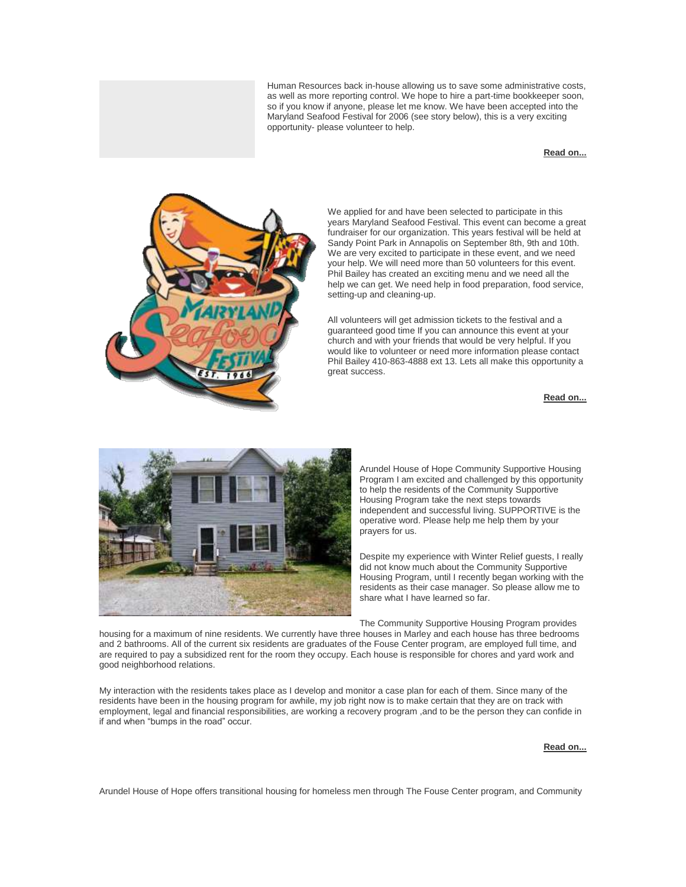Human Resources back in-house allowing us to save some administrative costs, as well as more reporting control. We hope to hire a part-time bookkeeper soon, so if you know if anyone, please let me know. We have been accepted into the Maryland Seafood Festival for 2006 (see story below), this is a very exciting opportunity- please volunteer to help.

**Read on...**

We applied for and have been selected to participate in this years Maryland Seafood Festival. This event can become a great fundraiser for our organization. This years festival will be held at Sandy Point Park in Annapolis on September 8th, 9th and 10th. We are very excited to participate in these event, and we need your help. We will need more than 50 volunteers for this event. Phil Bailey has created an exciting menu and we need all the help we can get. We need help in food preparation, food service, setting-up and cleaning-up.

All volunteers will get admission tickets to the festival and a guaranteed good time If you can announce this event at your church and with your friends that would be very helpful. If you would like to volunteer or need more information please contact Phil Bailey 410-863-4888 ext 13. Lets all make this opportunity a great success.

**Read on...**

Arundel House of Hope Community Supportive Housing Program I am excited and challenged by this opportunity to help the residents of the Community Supportive Housing Program take the next steps towards independent and successful living. SUPPORTIVE is the operative word. Please help me help them by your prayers for us.

Despite my experience with Winter Relief guests, I really did not know much about the Community Supportive Housing Program, until I recently began working with the residents as their case manager. So please allow me to share what I have learned so far.

The Community Supportive Housing Program provides housing for a maximum of nine residents. We currently have three houses in Marley and each house has three bedrooms and 2 bathrooms. All of the current six residents are graduates of the Fouse Center program, are employed full time, and are required to pay a subsidized rent for the room they occupy. Each house is responsible for chores and yard work and good neighborhood relations.

My interaction with the residents takes place as I develop and monitor a case plan for each of them. Since many of the residents have been in the housing program for awhile, my job right now is to make certain that they are on track with employment, legal and financial responsibilities, are working a recovery program ,and to be the person they can confide in if and when "bumps in the road" occur.

**Read on...**

Arundel House of Hope offers transitional housing for homeless men through The Fouse Center program, and Community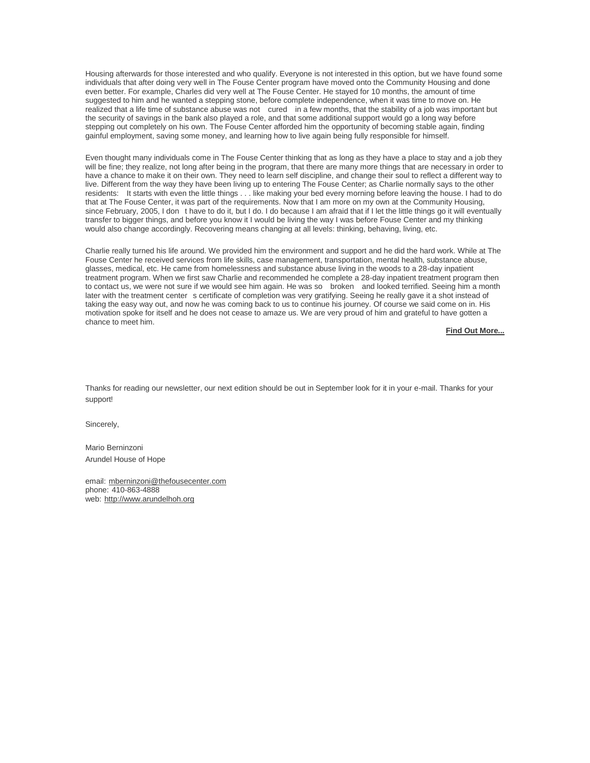Housing afterwards for those interested and who qualify. Everyone is not interested in this option, but we have found some individuals that after doing very well in The Fouse Center program have moved onto the Community Housing and done even better. For example, Charles did very well at The Fouse Center. He stayed for 10 months, the amount of time suggested to him and he wanted a stepping stone, before complete independence, when it was time to move on. He realized that a life time of substance abuse was not cured in a few months, that the stability of a job was important but the security of savings in the bank also played a role, and that some additional support would go a long way before stepping out completely on his own. The Fouse Center afforded him the opportunity of becoming stable again, finding gainful employment, saving some money, and learning how to live again being fully responsible for himself.

Even thought many individuals come in The Fouse Center thinking that as long as they have a place to stay and a job they will be fine; they realize, not long after being in the program, that there are many more things that are necessary in order to have a chance to make it on their own. They need to learn self discipline, and change their soul to reflect a different way to live. Different from the way they have been living up to entering The Fouse Center; as Charlie normally says to the other residents: It starts with even the little things . . . like making your bed every morning before leaving the house. I had to do that at The Fouse Center, it was part of the requirements. Now that I am more on my own at the Community Housing, since February, 2005, I don t have to do it, but I do. I do because I am afraid that if I let the little things go it will eventually transfer to bigger things, and before you know it I would be living the way I was before Fouse Center and my thinking would also change accordingly. Recovering means changing at all levels: thinking, behaving, living, etc.

Charlie really turned his life around. We provided him the environment and support and he did the hard work. While at The Fouse Center he received services from life skills, case management, transportation, mental health, substance abuse, glasses, medical, etc. He came from homelessness and substance abuse living in the woods to a 28-day inpatient treatment program. When we first saw Charlie and recommended he complete a 28-day inpatient treatment program then to contact us, we were not sure if we would see him again. He was so broken and looked terrified. Seeing him a month later with the treatment center s certificate of completion was very gratifying. Seeing he really gave it a shot instead of taking the easy way out, and now he was coming back to us to continue his journey. Of course we said come on in. His motivation spoke for itself and he does not cease to amaze us. We are very proud of him and grateful to have gotten a chance to meet him.

**Find Out More...**

Thanks for reading our newsletter, our next edition should be out in September look for it in your e-mail. Thanks for your support!

Sincerely,

Mario Berninzoni
Arundel House of Hope

email: mberninzoni@thefousecenter.com
phone: 410-863-4888
web: http://www.arundelhoh.org